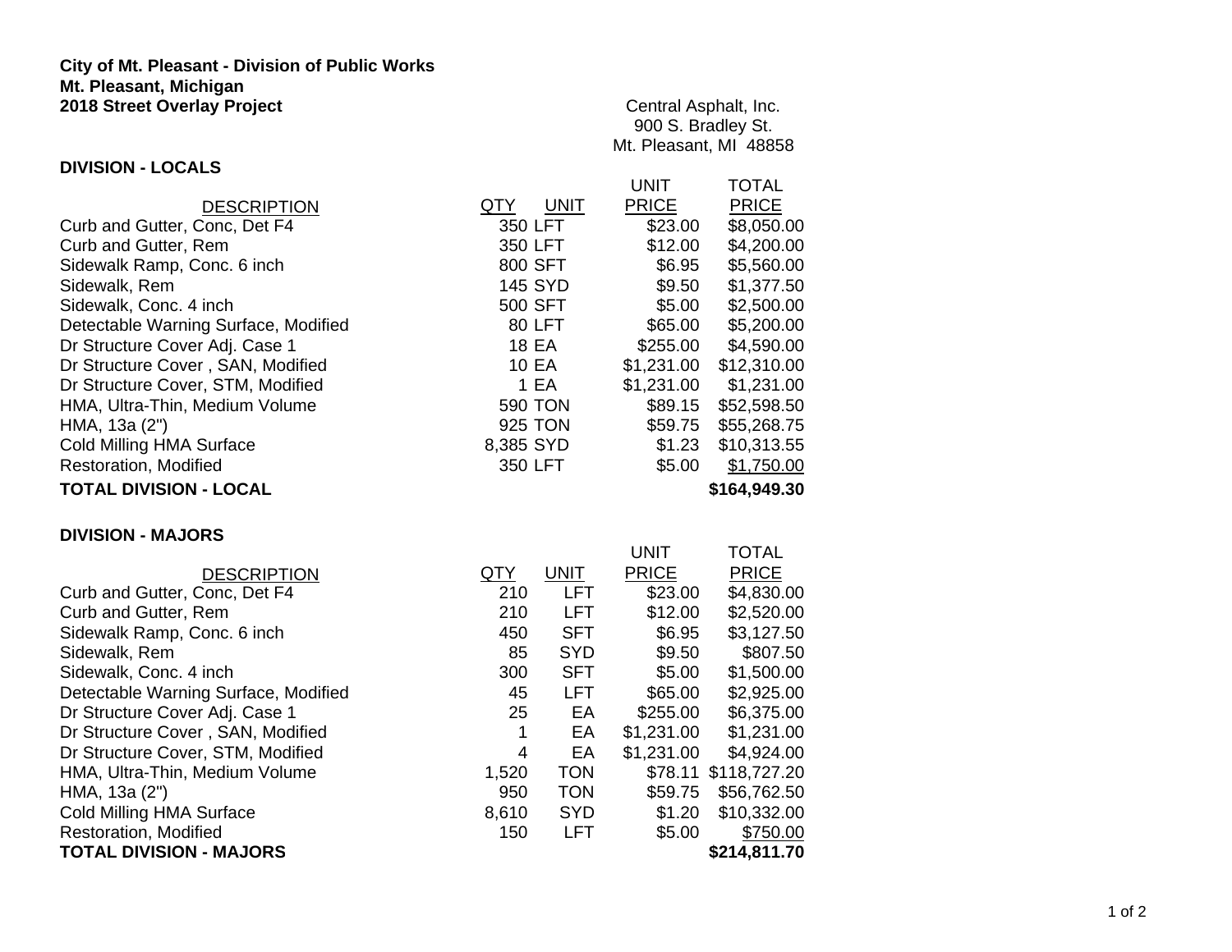**City of Mt. Pleasant - Division of Public Works**
**Mt. Pleasant, Michigan**
**2018 Street Overlay Project**

Central Asphalt, Inc.
900 S. Bradley St.
Mt. Pleasant, MI 48858

## DIVISION - LOCALS

| DESCRIPTION | QTY | UNIT | UNIT PRICE | TOTAL PRICE |
|---|---|---|---|---|
| Curb and Gutter, Conc, Det F4 | 350 | LFT | $23.00 | $8,050.00 |
| Curb and Gutter, Rem | 350 | LFT | $12.00 | $4,200.00 |
| Sidewalk Ramp, Conc. 6 inch | 800 | SFT | $6.95 | $5,560.00 |
| Sidewalk, Rem | 145 | SYD | $9.50 | $1,377.50 |
| Sidewalk, Conc. 4 inch | 500 | SFT | $5.00 | $2,500.00 |
| Detectable Warning Surface, Modified | 80 | LFT | $65.00 | $5,200.00 |
| Dr Structure Cover Adj. Case 1 | 18 | EA | $255.00 | $4,590.00 |
| Dr Structure Cover , SAN, Modified | 10 | EA | $1,231.00 | $12,310.00 |
| Dr Structure Cover, STM, Modified | 1 | EA | $1,231.00 | $1,231.00 |
| HMA, Ultra-Thin, Medium Volume | 590 | TON | $89.15 | $52,598.50 |
| HMA, 13a (2") | 925 | TON | $59.75 | $55,268.75 |
| Cold Milling HMA Surface | 8,385 | SYD | $1.23 | $10,313.55 |
| Restoration, Modified | 350 | LFT | $5.00 | $1,750.00 |
| **TOTAL DIVISION - LOCAL** | | | | **$164,949.30** |

## DIVISION - MAJORS

| DESCRIPTION | QTY | UNIT | UNIT PRICE | TOTAL PRICE |
|---|---|---|---|---|
| Curb and Gutter, Conc, Det F4 | 210 | LFT | $23.00 | $4,830.00 |
| Curb and Gutter, Rem | 210 | LFT | $12.00 | $2,520.00 |
| Sidewalk Ramp, Conc. 6 inch | 450 | SFT | $6.95 | $3,127.50 |
| Sidewalk, Rem | 85 | SYD | $9.50 | $807.50 |
| Sidewalk, Conc. 4 inch | 300 | SFT | $5.00 | $1,500.00 |
| Detectable Warning Surface, Modified | 45 | LFT | $65.00 | $2,925.00 |
| Dr Structure Cover Adj. Case 1 | 25 | EA | $255.00 | $6,375.00 |
| Dr Structure Cover , SAN, Modified | 1 | EA | $1,231.00 | $1,231.00 |
| Dr Structure Cover, STM, Modified | 4 | EA | $1,231.00 | $4,924.00 |
| HMA, Ultra-Thin, Medium Volume | 1,520 | TON | $78.11 | $118,727.20 |
| HMA, 13a (2") | 950 | TON | $59.75 | $56,762.50 |
| Cold Milling HMA Surface | 8,610 | SYD | $1.20 | $10,332.00 |
| Restoration, Modified | 150 | LFT | $5.00 | $750.00 |
| **TOTAL DIVISION - MAJORS** | | | | **$214,811.70** |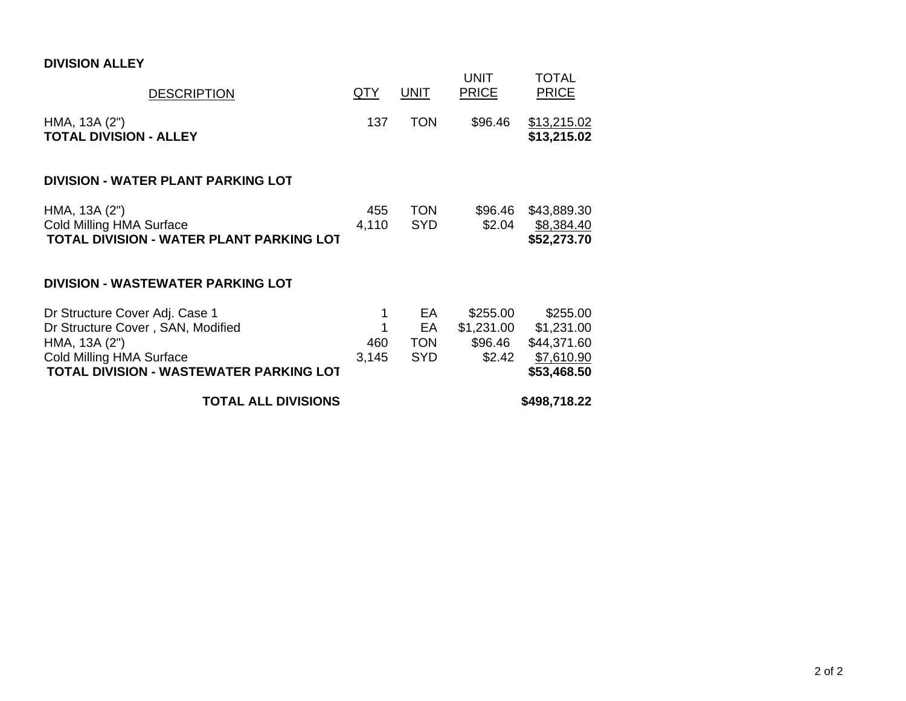**DIVISION ALLEY**

| DESCRIPTION | QTY | UNIT | UNIT PRICE | TOTAL PRICE |
| --- | --- | --- | --- | --- |
| HMA, 13A (2") | 137 | TON | $96.46 | $13,215.02 |
| **TOTAL DIVISION - ALLEY** | | | | **$13,215.02** |

**DIVISION - WATER PLANT PARKING LOT**

| DESCRIPTION | QTY | UNIT | UNIT PRICE | TOTAL PRICE |
| --- | --- | --- | --- | --- |
| HMA, 13A (2") | 455 | TON | $96.46 | $43,889.30 |
| Cold Milling HMA Surface | 4,110 | SYD | $2.04 | $8,384.40 |
| **TOTAL DIVISION - WATER PLANT PARKING LOT** | | | | **$52,273.70** |

**DIVISION - WASTEWATER PARKING LOT**

| DESCRIPTION | QTY | UNIT | UNIT PRICE | TOTAL PRICE |
| --- | --- | --- | --- | --- |
| Dr Structure Cover Adj. Case 1 | 1 | EA | $255.00 | $255.00 |
| Dr Structure Cover , SAN, Modified | 1 | EA | $1,231.00 | $1,231.00 |
| HMA, 13A (2") | 460 | TON | $96.46 | $44,371.60 |
| Cold Milling HMA Surface | 3,145 | SYD | $2.42 | $7,610.90 |
| **TOTAL DIVISION - WASTEWATER PARKING LOT** | | | | **$53,468.50** |

| | | | | |
| --- | --- | --- | --- | --- |
| **TOTAL ALL DIVISIONS** | | | | **$498,718.22** |